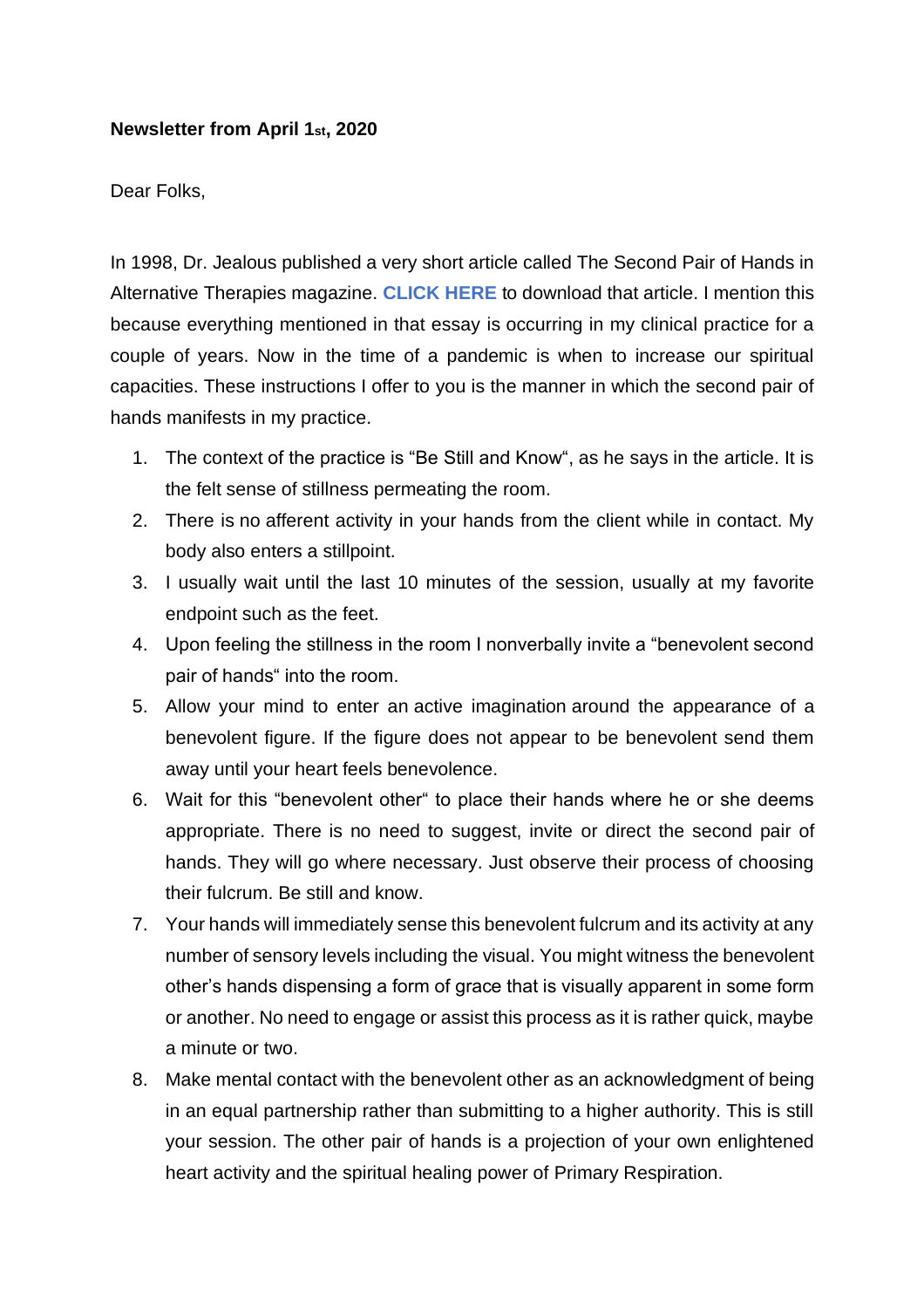**Newsletter from April 1st, 2020**

Dear Folks,

In 1998, Dr. Jealous published a very short article called The Second Pair of Hands in Alternative Therapies magazine. **CLICK HERE** to download that article. I mention this because everything mentioned in that essay is occurring in my clinical practice for a couple of years. Now in the time of a pandemic is when to increase our spiritual capacities. These instructions I offer to you is the manner in which the second pair of hands manifests in my practice.

1. The context of the practice is "Be Still and Know", as he says in the article. It is the felt sense of stillness permeating the room.
2. There is no afferent activity in your hands from the client while in contact. My body also enters a stillpoint.
3. I usually wait until the last 10 minutes of the session, usually at my favorite endpoint such as the feet.
4. Upon feeling the stillness in the room I nonverbally invite a "benevolent second pair of hands" into the room.
5. Allow your mind to enter an active imagination around the appearance of a benevolent figure. If the figure does not appear to be benevolent send them away until your heart feels benevolence.
6. Wait for this "benevolent other" to place their hands where he or she deems appropriate. There is no need to suggest, invite or direct the second pair of hands. They will go where necessary. Just observe their process of choosing their fulcrum. Be still and know.
7. Your hands will immediately sense this benevolent fulcrum and its activity at any number of sensory levels including the visual. You might witness the benevolent other's hands dispensing a form of grace that is visually apparent in some form or another. No need to engage or assist this process as it is rather quick, maybe a minute or two.
8. Make mental contact with the benevolent other as an acknowledgment of being in an equal partnership rather than submitting to a higher authority. This is still your session. The other pair of hands is a projection of your own enlightened heart activity and the spiritual healing power of Primary Respiration.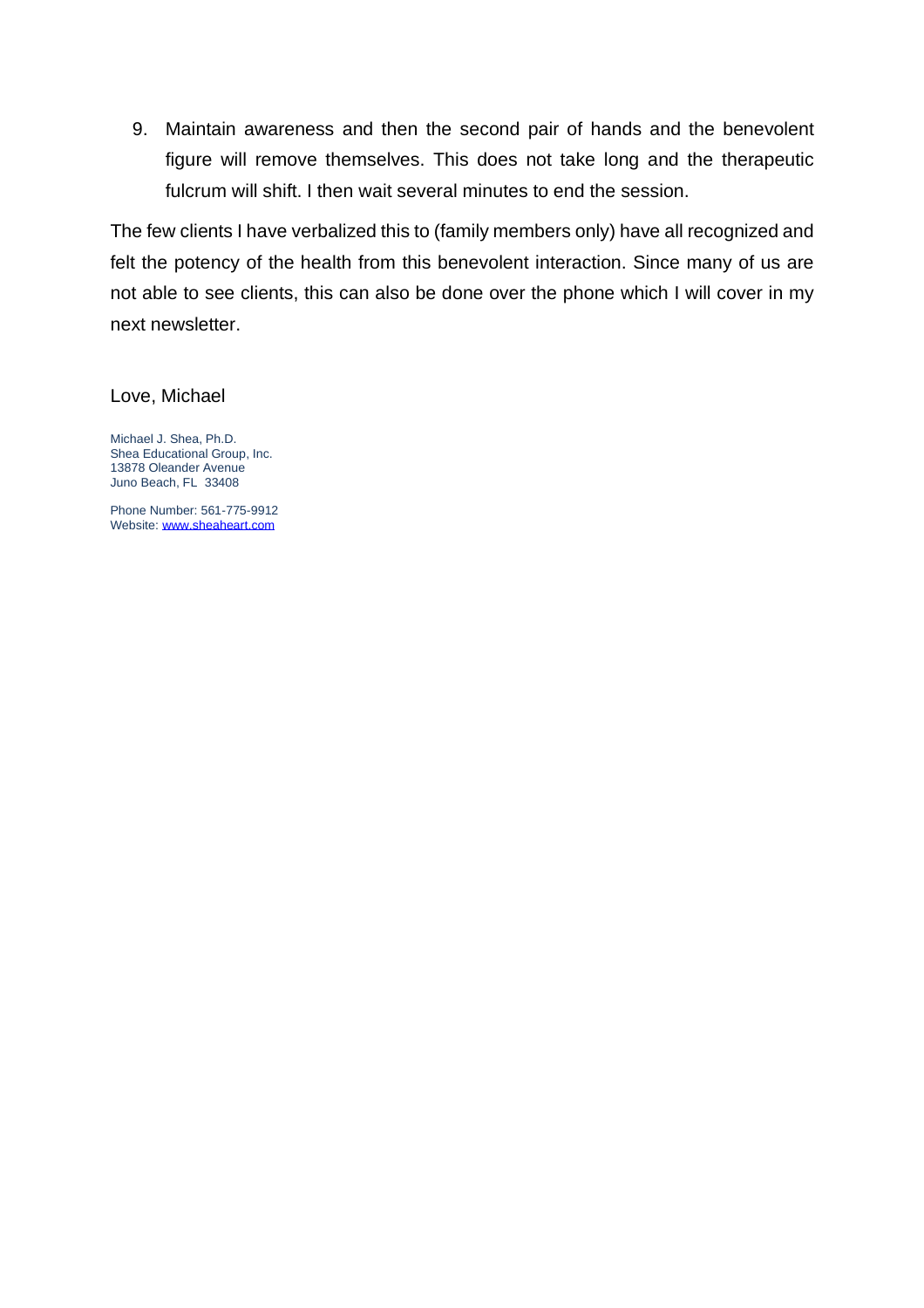9. Maintain awareness and then the second pair of hands and the benevolent figure will remove themselves. This does not take long and the therapeutic fulcrum will shift. I then wait several minutes to end the session.

The few clients I have verbalized this to (family members only) have all recognized and felt the potency of the health from this benevolent interaction. Since many of us are not able to see clients, this can also be done over the phone which I will cover in my next newsletter.

Love, Michael

Michael J. Shea, Ph.D.
Shea Educational Group, Inc.
13878 Oleander Avenue
Juno Beach, FL 33408

Phone Number: 561-775-9912
Website: [www.sheaheart.com](http://www.sheaheart.com)